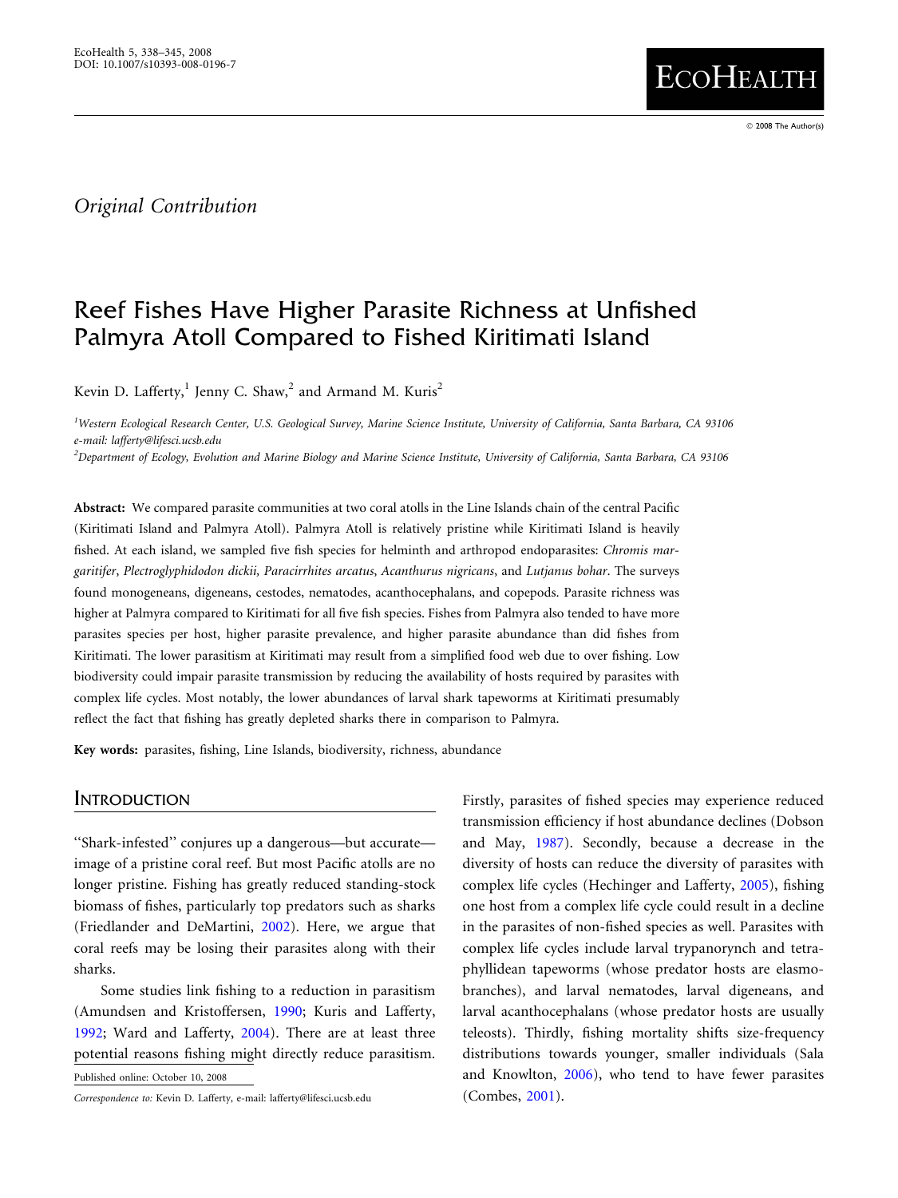*Original Contribution*

# Reef Fishes Have Higher Parasite Richness at Unfished Palmyra Atoll Compared to Fished Kiritimati Island

Kevin D. Lafferty,[1] Jenny C. Shaw,[2] and Armand M. Kuris[2]

[1]Western Ecological Research Center, U.S. Geological Survey, Marine Science Institute, University of California, Santa Barbara, CA 93106
e-mail: lafferty@lifesci.ucsb.edu

[2]Department of Ecology, Evolution and Marine Biology and Marine Science Institute, University of California, Santa Barbara, CA 93106

**Abstract:** We compared parasite communities at two coral atolls in the Line Islands chain of the central Pacific (Kiritimati Island and Palmyra Atoll). Palmyra Atoll is relatively pristine while Kiritimati Island is heavily fished. At each island, we sampled five fish species for helminth and arthropod endoparasites: *Chromis margaritifer*, *Plectroglyphidodon dickii*, *Paracirrhites arcatus*, *Acanthurus nigricans*, and *Lutjanus bohar*. The surveys found monogeneans, digeneans, cestodes, nematodes, acanthocephalans, and copepods. Parasite richness was higher at Palmyra compared to Kiritimati for all five fish species. Fishes from Palmyra also tended to have more parasites species per host, higher parasite prevalence, and higher parasite abundance than did fishes from Kiritimati. The lower parasitism at Kiritimati may result from a simplified food web due to over fishing. Low biodiversity could impair parasite transmission by reducing the availability of hosts required by parasites with complex life cycles. Most notably, the lower abundances of larval shark tapeworms at Kiritimati presumably reflect the fact that fishing has greatly depleted sharks there in comparison to Palmyra.

**Key words:** parasites, fishing, Line Islands, biodiversity, richness, abundance

## Introduction

"Shark-infested" conjures up a dangerous—but accurate—image of a pristine coral reef. But most Pacific atolls are no longer pristine. Fishing has greatly reduced standing-stock biomass of fishes, particularly top predators such as sharks (Friedlander and DeMartini, 2002). Here, we argue that coral reefs may be losing their parasites along with their sharks.

Some studies link fishing to a reduction in parasitism (Amundsen and Kristoffersen, 1990; Kuris and Lafferty, 1992; Ward and Lafferty, 2004). There are at least three potential reasons fishing might directly reduce parasitism. Firstly, parasites of fished species may experience reduced transmission efficiency if host abundance declines (Dobson and May, 1987). Secondly, because a decrease in the diversity of hosts can reduce the diversity of parasites with complex life cycles (Hechinger and Lafferty, 2005), fishing one host from a complex life cycle could result in a decline in the parasites of non-fished species as well. Parasites with complex life cycles include larval trypanorynch and tetraphyllidean tapeworms (whose predator hosts are elasmobranches), and larval nematodes, larval digeneans, and larval acanthocephalans (whose predator hosts are usually teleosts). Thirdly, fishing mortality shifts size-frequency distributions towards younger, smaller individuals (Sala and Knowlton, 2006), who tend to have fewer parasites (Combes, 2001).

Published online: October 10, 2008

*Correspondence to:* Kevin D. Lafferty, e-mail: lafferty@lifesci.ucsb.edu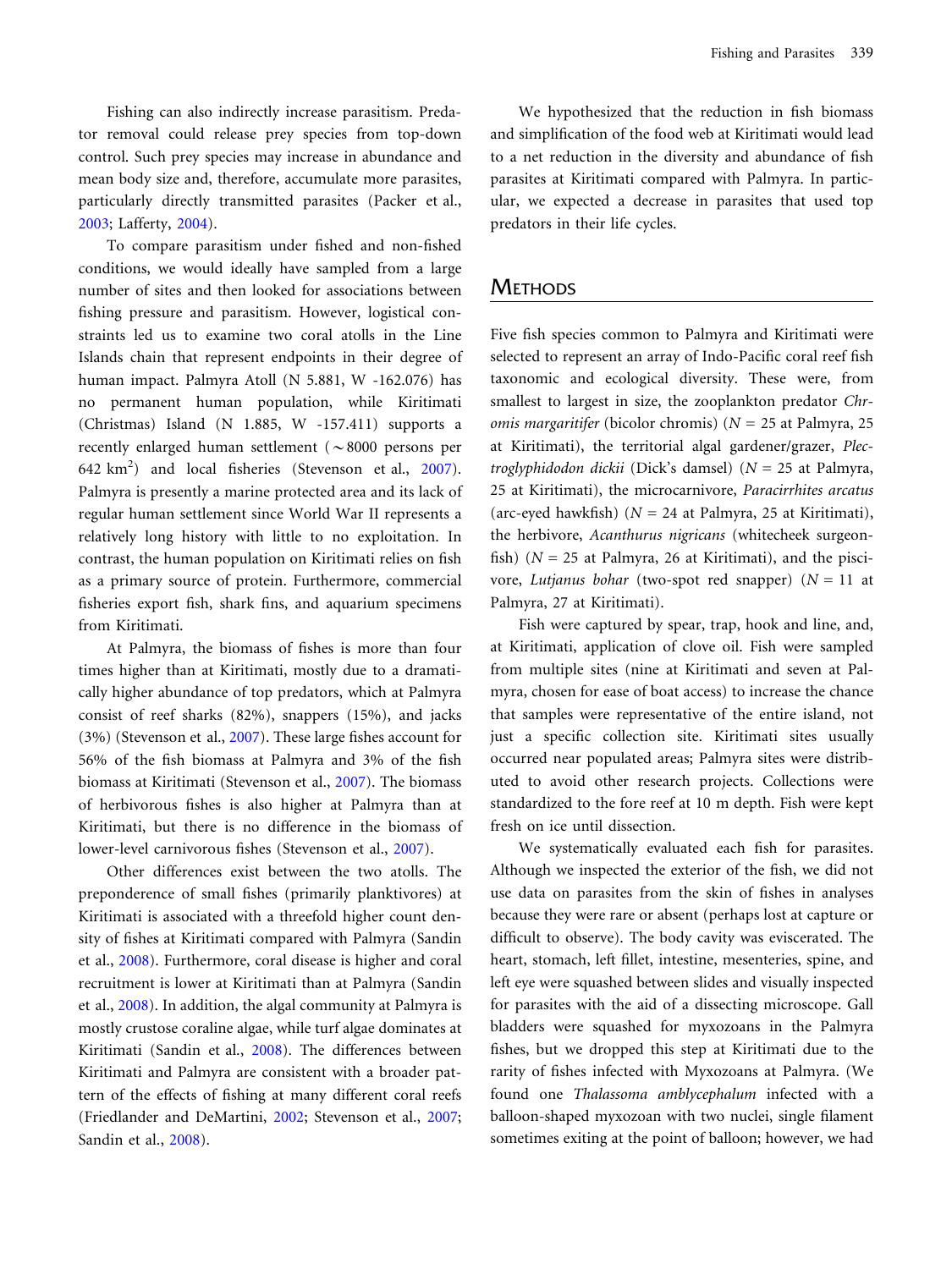Fishing can also indirectly increase parasitism. Predator removal could release prey species from top-down control. Such prey species may increase in abundance and mean body size and, therefore, accumulate more parasites, particularly directly transmitted parasites (Packer et al., 2003; Lafferty, 2004).

To compare parasitism under fished and non-fished conditions, we would ideally have sampled from a large number of sites and then looked for associations between fishing pressure and parasitism. However, logistical constraints led us to examine two coral atolls in the Line Islands chain that represent endpoints in their degree of human impact. Palmyra Atoll (N 5.881, W -162.076) has no permanent human population, while Kiritimati (Christmas) Island (N 1.885, W -157.411) supports a recently enlarged human settlement ($\sim$8000 persons per 642 $km^2$) and local fisheries (Stevenson et al., 2007). Palmyra is presently a marine protected area and its lack of regular human settlement since World War II represents a relatively long history with little to no exploitation. In contrast, the human population on Kiritimati relies on fish as a primary source of protein. Furthermore, commercial fisheries export fish, shark fins, and aquarium specimens from Kiritimati.

At Palmyra, the biomass of fishes is more than four times higher than at Kiritimati, mostly due to a dramatically higher abundance of top predators, which at Palmyra consist of reef sharks (82%), snappers (15%), and jacks (3%) (Stevenson et al., 2007). These large fishes account for 56% of the fish biomass at Palmyra and 3% of the fish biomass at Kiritimati (Stevenson et al., 2007). The biomass of herbivorous fishes is also higher at Palmyra than at Kiritimati, but there is no difference in the biomass of lower-level carnivorous fishes (Stevenson et al., 2007).

Other differences exist between the two atolls. The preponderence of small fishes (primarily planktivores) at Kiritimati is associated with a threefold higher count density of fishes at Kiritimati compared with Palmyra (Sandin et al., 2008). Furthermore, coral disease is higher and coral recruitment is lower at Kiritimati than at Palmyra (Sandin et al., 2008). In addition, the algal community at Palmyra is mostly crustose coraline algae, while turf algae dominates at Kiritimati (Sandin et al., 2008). The differences between Kiritimati and Palmyra are consistent with a broader pattern of the effects of fishing at many different coral reefs (Friedlander and DeMartini, 2002; Stevenson et al., 2007; Sandin et al., 2008).

We hypothesized that the reduction in fish biomass and simplification of the food web at Kiritimati would lead to a net reduction in the diversity and abundance of fish parasites at Kiritimati compared with Palmyra. In particular, we expected a decrease in parasites that used top predators in their life cycles.

## Methods

Five fish species common to Palmyra and Kiritimati were selected to represent an array of Indo-Pacific coral reef fish taxonomic and ecological diversity. These were, from smallest to largest in size, the zooplankton predator *Chromis margaritifer* (bicolor chromis) ($N = 25$ at Palmyra, 25 at Kiritimati), the territorial algal gardener/grazer, *Plectroglyphidodon dickii* (Dick's damsel) ($N = 25$ at Palmyra, 25 at Kiritimati), the microcarnivore, *Paracirrhites arcatus* (arc-eyed hawkfish) ($N = 24$ at Palmyra, 25 at Kiritimati), the herbivore, *Acanthurus nigricans* (whitecheek surgeonfish) ($N = 25$ at Palmyra, 26 at Kiritimati), and the piscivore, *Lutjanus bohar* (two-spot red snapper) ($N = 11$ at Palmyra, 27 at Kiritimati).

Fish were captured by spear, trap, hook and line, and, at Kiritimati, application of clove oil. Fish were sampled from multiple sites (nine at Kiritimati and seven at Palmyra, chosen for ease of boat access) to increase the chance that samples were representative of the entire island, not just a specific collection site. Kiritimati sites usually occurred near populated areas; Palmyra sites were distributed to avoid other research projects. Collections were standardized to the fore reef at 10 m depth. Fish were kept fresh on ice until dissection.

We systematically evaluated each fish for parasites. Although we inspected the exterior of the fish, we did not use data on parasites from the skin of fishes in analyses because they were rare or absent (perhaps lost at capture or difficult to observe). The body cavity was eviscerated. The heart, stomach, left fillet, intestine, mesenteries, spine, and left eye were squashed between slides and visually inspected for parasites with the aid of a dissecting microscope. Gall bladders were squashed for myxozoans in the Palmyra fishes, but we dropped this step at Kiritimati due to the rarity of fishes infected with Myxozoans at Palmyra. (We found one *Thalassoma amblycephalum* infected with a balloon-shaped myxozoan with two nuclei, single filament sometimes exiting at the point of balloon; however, we had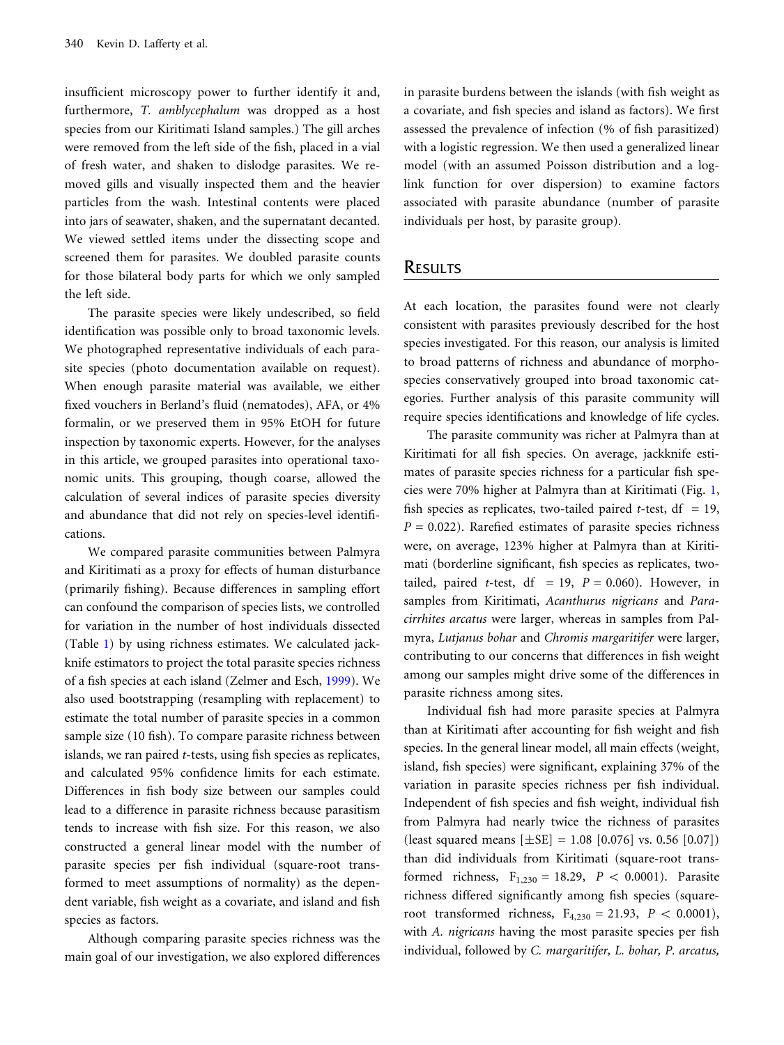insufficient microscopy power to further identify it and, furthermore, *T. amblycephalum* was dropped as a host species from our Kiritimati Island samples.) The gill arches were removed from the left side of the fish, placed in a vial of fresh water, and shaken to dislodge parasites. We removed gills and visually inspected them and the heavier particles from the wash. Intestinal contents were placed into jars of seawater, shaken, and the supernatant decanted. We viewed settled items under the dissecting scope and screened them for parasites. We doubled parasite counts for those bilateral body parts for which we only sampled the left side.

The parasite species were likely undescribed, so field identification was possible only to broad taxonomic levels. We photographed representative individuals of each parasite species (photo documentation available on request). When enough parasite material was available, we either fixed vouchers in Berland's fluid (nematodes), AFA, or 4% formalin, or we preserved them in 95% EtOH for future inspection by taxonomic experts. However, for the analyses in this article, we grouped parasites into operational taxonomic units. This grouping, though coarse, allowed the calculation of several indices of parasite species diversity and abundance that did not rely on species-level identifications.

We compared parasite communities between Palmyra and Kiritimati as a proxy for effects of human disturbance (primarily fishing). Because differences in sampling effort can confound the comparison of species lists, we controlled for variation in the number of host individuals dissected (Table 1) by using richness estimates. We calculated jackknife estimators to project the total parasite species richness of a fish species at each island (Zelmer and Esch, 1999). We also used bootstrapping (resampling with replacement) to estimate the total number of parasite species in a common sample size (10 fish). To compare parasite richness between islands, we ran paired *t*-tests, using fish species as replicates, and calculated 95% confidence limits for each estimate. Differences in fish body size between our samples could lead to a difference in parasite richness because parasitism tends to increase with fish size. For this reason, we also constructed a general linear model with the number of parasite species per fish individual (square-root transformed to meet assumptions of normality) as the dependent variable, fish weight as a covariate, and island and fish species as factors.

Although comparing parasite species richness was the main goal of our investigation, we also explored differences in parasite burdens between the islands (with fish weight as a covariate, and fish species and island as factors). We first assessed the prevalence of infection (% of fish parasitized) with a logistic regression. We then used a generalized linear model (with an assumed Poisson distribution and a log-link function for over dispersion) to examine factors associated with parasite abundance (number of parasite individuals per host, by parasite group).

## Results

At each location, the parasites found were not clearly consistent with parasites previously described for the host species investigated. For this reason, our analysis is limited to broad patterns of richness and abundance of morphospecies conservatively grouped into broad taxonomic categories. Further analysis of this parasite community will require species identifications and knowledge of life cycles.

The parasite community was richer at Palmyra than at Kiritimati for all fish species. On average, jackknife estimates of parasite species richness for a particular fish species were 70% higher at Palmyra than at Kiritimati (Fig. 1, fish species as replicates, two-tailed paired *t*-test, df = 19, $P = 0.022$). Rarefied estimates of parasite species richness were, on average, 123% higher at Palmyra than at Kiritimati (borderline significant, fish species as replicates, two-tailed, paired *t*-test, df = 19, $P = 0.060$). However, in samples from Kiritimati, *Acanthurus nigricans* and *Paracirrhites arcatus* were larger, whereas in samples from Palmyra, *Lutjanus bohar* and *Chromis margaritifer* were larger, contributing to our concerns that differences in fish weight among our samples might drive some of the differences in parasite richness among sites.

Individual fish had more parasite species at Palmyra than at Kiritimati after accounting for fish weight and fish species. In the general linear model, all main effects (weight, island, fish species) were significant, explaining 37% of the variation in parasite species richness per fish individual. Independent of fish species and fish weight, individual fish from Palmyra had nearly twice the richness of parasites (least squared means [±SE] = 1.08 [0.076] vs. 0.56 [0.07]) than did individuals from Kiritimati (square-root transformed richness, $F_{1,230} = 18.29$, $P < 0.0001$). Parasite richness differed significantly among fish species (square-root transformed richness, $F_{4,230} = 21.93$, $P < 0.0001$), with *A. nigricans* having the most parasite species per fish individual, followed by *C. margaritifer, L. bohar, P. arcatus,*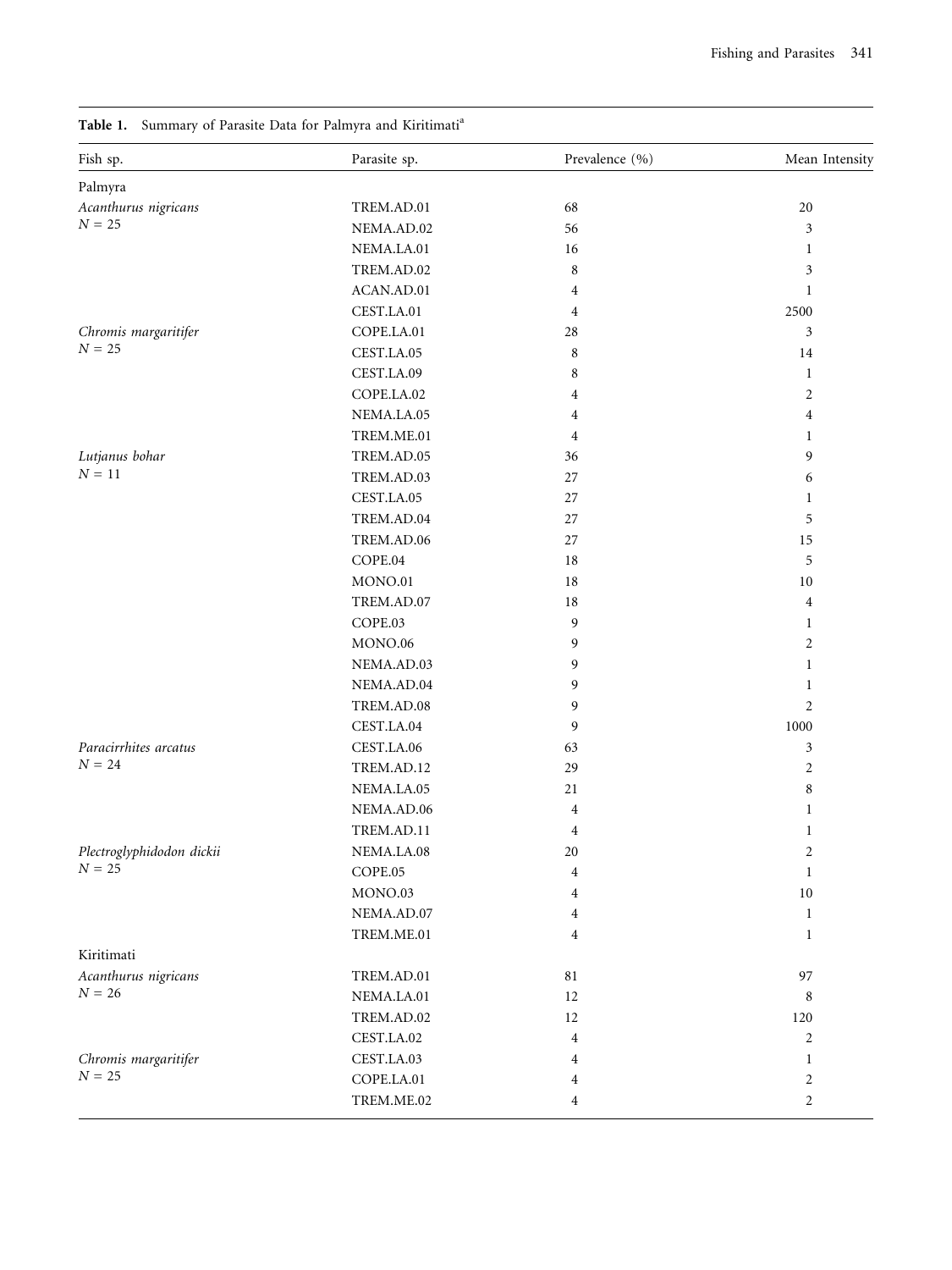**Table 1.** Summary of Parasite Data for Palmyra and Kiritimati[a]

| Fish sp. | Parasite sp. | Prevalence (%) | Mean Intensity |
|---|---|---|---|
| Palmyra | | | |
| *Acanthurus nigricans* | TREM.AD.01 | 68 | 20 |
| $N = 25$ | NEMA.AD.02 | 56 | 3 |
| | NEMA.LA.01 | 16 | 1 |
| | TREM.AD.02 | 8 | 3 |
| | ACAN.AD.01 | 4 | 1 |
| | CEST.LA.01 | 4 | 2500 |
| *Chromis margaritifer* | COPE.LA.01 | 28 | 3 |
| $N = 25$ | CEST.LA.05 | 8 | 14 |
| | CEST.LA.09 | 8 | 1 |
| | COPE.LA.02 | 4 | 2 |
| | NEMA.LA.05 | 4 | 4 |
| | TREM.ME.01 | 4 | 1 |
| *Lutjanus bohar* | TREM.AD.05 | 36 | 9 |
| $N = 11$ | TREM.AD.03 | 27 | 6 |
| | CEST.LA.05 | 27 | 1 |
| | TREM.AD.04 | 27 | 5 |
| | TREM.AD.06 | 27 | 15 |
| | COPE.04 | 18 | 5 |
| | MONO.01 | 18 | 10 |
| | TREM.AD.07 | 18 | 4 |
| | COPE.03 | 9 | 1 |
| | MONO.06 | 9 | 2 |
| | NEMA.AD.03 | 9 | 1 |
| | NEMA.AD.04 | 9 | 1 |
| | TREM.AD.08 | 9 | 2 |
| | CEST.LA.04 | 9 | 1000 |
| *Paracirrhites arcatus* | CEST.LA.06 | 63 | 3 |
| $N = 24$ | TREM.AD.12 | 29 | 2 |
| | NEMA.LA.05 | 21 | 8 |
| | NEMA.AD.06 | 4 | 1 |
| | TREM.AD.11 | 4 | 1 |
| *Plectroglyphidodon dickii* | NEMA.LA.08 | 20 | 2 |
| $N = 25$ | COPE.05 | 4 | 1 |
| | MONO.03 | 4 | 10 |
| | NEMA.AD.07 | 4 | 1 |
| | TREM.ME.01 | 4 | 1 |
| Kiritimati | | | |
| *Acanthurus nigricans* | TREM.AD.01 | 81 | 97 |
| $N = 26$ | NEMA.LA.01 | 12 | 8 |
| | TREM.AD.02 | 12 | 120 |
| | CEST.LA.02 | 4 | 2 |
| *Chromis margaritifer* | CEST.LA.03 | 4 | 1 |
| $N = 25$ | COPE.LA.01 | 4 | 2 |
| | TREM.ME.02 | 4 | 2 |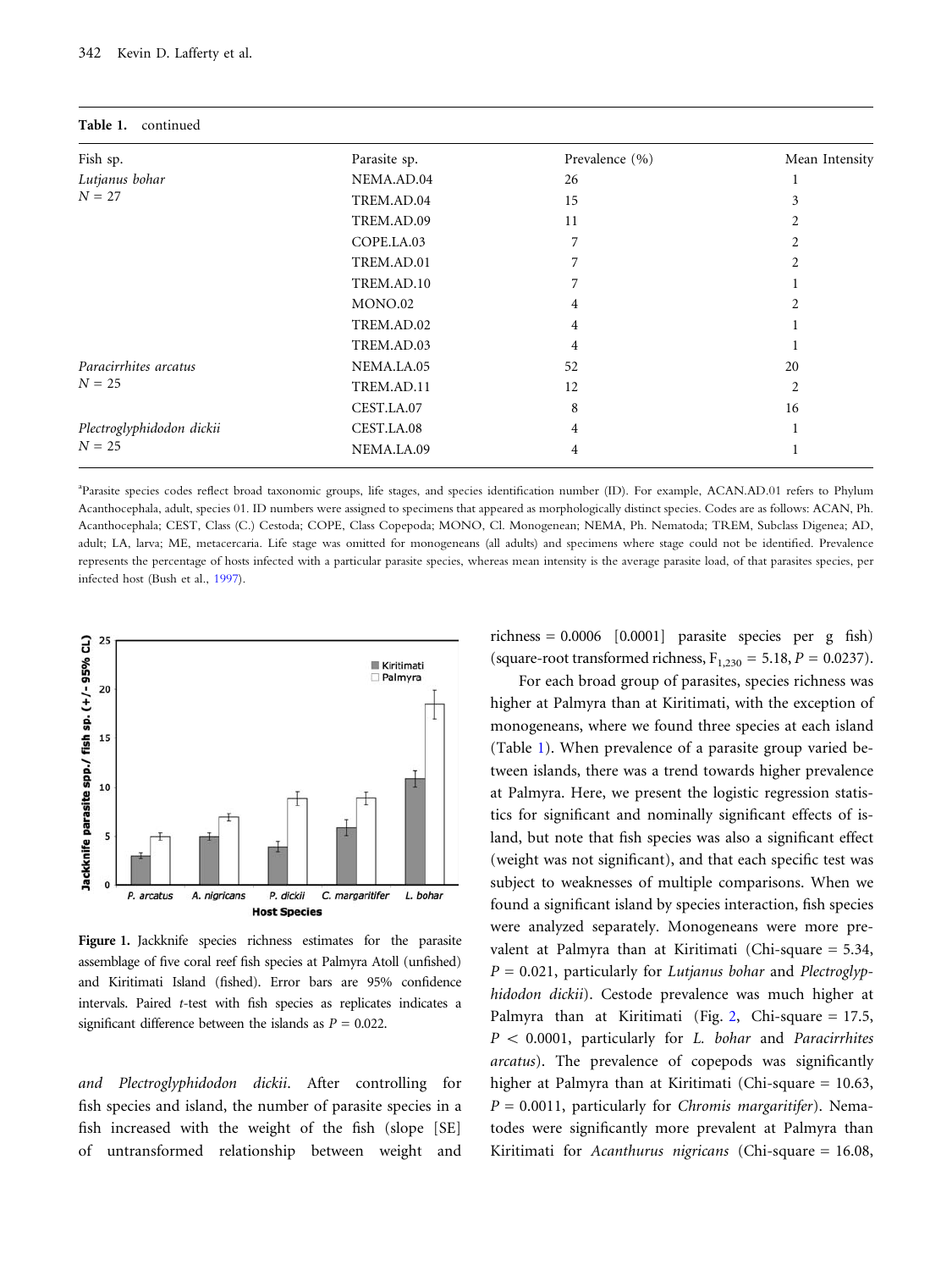**Table 1.** continued

| Fish sp. | Parasite sp. | Prevalence (%) | Mean Intensity |
|---|---|---|---|
| *Lutjanus bohar* | NEMA.AD.04 | 26 | 1 |
| $N = 27$ | TREM.AD.04 | 15 | 3 |
| | TREM.AD.09 | 11 | 2 |
| | COPE.LA.03 | 7 | 2 |
| | TREM.AD.01 | 7 | 2 |
| | TREM.AD.10 | 7 | 1 |
| | MONO.02 | 4 | 2 |
| | TREM.AD.02 | 4 | 1 |
| | TREM.AD.03 | 4 | 1 |
| *Paracirrhites arcatus* | NEMA.LA.05 | 52 | 20 |
| $N = 25$ | TREM.AD.11 | 12 | 2 |
| | CEST.LA.07 | 8 | 16 |
| *Plectroglyphidodon dickii* | CEST.LA.08 | 4 | 1 |
| $N = 25$ | NEMA.LA.09 | 4 | 1 |

[a]Parasite species codes reflect broad taxonomic groups, life stages, and species identification number (ID). For example, ACAN.AD.01 refers to Phylum Acanthocephala, adult, species 01. ID numbers were assigned to specimens that appeared as morphologically distinct species. Codes are as follows: ACAN, Ph. Acanthocephala; CEST, Class (C.) Cestoda; COPE, Class Copepoda; MONO, Cl. Monogenean; NEMA, Ph. Nematoda; TREM, Subclass Digenea; AD, adult; LA, larva; ME, metacercaria. Life stage was omitted for monogeneans (all adults) and specimens where stage could not be identified. Prevalence represents the percentage of hosts infected with a particular parasite species, whereas mean intensity is the average parasite load, of that parasites species, per infected host (Bush et al., 1997).

**Figure 1.** Jackknife species richness estimates for the parasite assemblage of five coral reef fish species at Palmyra Atoll (unfished) and Kiritimati Island (fished). Error bars are 95% confidence intervals. Paired *t*-test with fish species as replicates indicates a significant difference between the islands as $P = 0.022$.

and *Plectroglyphidodon dickii*. After controlling for fish species and island, the number of parasite species in a fish increased with the weight of the fish (slope [SE] of untransformed relationship between weight and richness = 0.0006 [0.0001] parasite species per g fish) (square-root transformed richness, $F_{1,230} = 5.18$, $P = 0.0237$).

For each broad group of parasites, species richness was higher at Palmyra than at Kiritimati, with the exception of monogeneans, where we found three species at each island (Table 1). When prevalence of a parasite group varied between islands, there was a trend towards higher prevalence at Palmyra. Here, we present the logistic regression statistics for significant and nominally significant effects of island, but note that fish species was also a significant effect (weight was not significant), and that each specific test was subject to weaknesses of multiple comparisons. When we found a significant island by species interaction, fish species were analyzed separately. Monogeneans were more prevalent at Palmyra than at Kiritimati (Chi-square = 5.34, $P = 0.021$, particularly for *Lutjanus bohar* and *Plectroglyphidodon dickii*). Cestode prevalence was much higher at Palmyra than at Kiritimati (Fig. 2, Chi-square = 17.5, $P < 0.0001$, particularly for *L. bohar* and *Paracirrhites arcatus*). The prevalence of copepods was significantly higher at Palmyra than at Kiritimati (Chi-square = 10.63, $P = 0.0011$, particularly for *Chromis margaritifer*). Nematodes were significantly more prevalent at Palmyra than Kiritimati for *Acanthurus nigricans* (Chi-square = 16.08,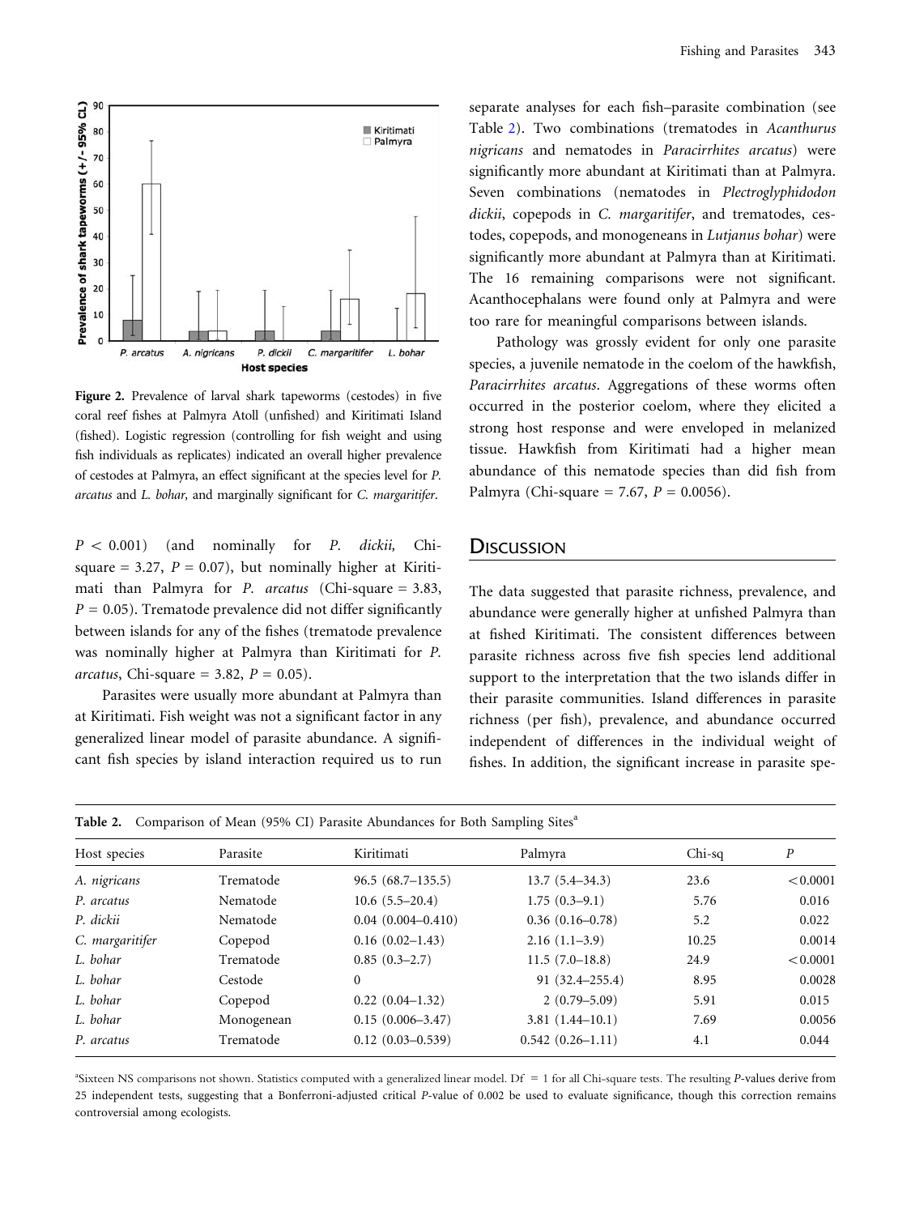Figure 2. Prevalence of larval shark tapeworms (cestodes) in five coral reef fishes at Palmyra Atoll (unfished) and Kiritimati Island (fished). Logistic regression (controlling for fish weight and using fish individuals as replicates) indicated an overall higher prevalence of cestodes at Palmyra, an effect significant at the species level for *P. arcatus* and *L. bohar,* and marginally significant for *C. margaritifer*.

$P < 0.001$) (and nominally for *P. dickii*, Chi-square = 3.27, $P = 0.07$), but nominally higher at Kiritimati than Palmyra for *P. arcatus* (Chi-square = 3.83, $P = 0.05$). Trematode prevalence did not differ significantly between islands for any of the fishes (trematode prevalence was nominally higher at Palmyra than Kiritimati for *P. arcatus*, Chi-square = 3.82, $P = 0.05$).

Parasites were usually more abundant at Palmyra than at Kiritimati. Fish weight was not a significant factor in any generalized linear model of parasite abundance. A significant fish species by island interaction required us to run separate analyses for each fish–parasite combination (see Table 2). Two combinations (trematodes in *Acanthurus nigricans* and nematodes in *Paracirrhites arcatus*) were significantly more abundant at Kiritimati than at Palmyra. Seven combinations (nematodes in *Plectroglyphidodon dickii*, copepods in *C. margaritifer*, and trematodes, cestodes, copepods, and monogeneans in *Lutjanus bohar*) were significantly more abundant at Palmyra than at Kiritimati. The 16 remaining comparisons were not significant. Acanthocephalans were found only at Palmyra and were too rare for meaningful comparisons between islands.

Pathology was grossly evident for only one parasite species, a juvenile nematode in the coelom of the hawkfish, *Paracirrhites arcatus*. Aggregations of these worms often occurred in the posterior coelom, where they elicited a strong host response and were enveloped in melanized tissue. Hawkfish from Kiritimati had a higher mean abundance of this nematode species than did fish from Palmyra (Chi-square = 7.67, $P = 0.0056$).

## Discussion

The data suggested that parasite richness, prevalence, and abundance were generally higher at unfished Palmyra than at fished Kiritimati. The consistent differences between parasite richness across five fish species lend additional support to the interpretation that the two islands differ in their parasite communities. Island differences in parasite richness (per fish), prevalence, and abundance occurred independent of differences in the individual weight of fishes. In addition, the significant increase in parasite spe-

**Table 2.** Comparison of Mean (95% CI) Parasite Abundances for Both Sampling Sites[a]

| Host species | Parasite | Kiritimati | Palmyra | Chi-sq | *P* |
|---|---|---|---|---|---|
| *A. nigricans* | Trematode | 96.5 (68.7–135.5) | 13.7 (5.4–34.3) | 23.6 | <0.0001 |
| *P. arcatus* | Nematode | 10.6 (5.5–20.4) | 1.75 (0.3–9.1) | 5.76 | 0.016 |
| *P. dickii* | Nematode | 0.04 (0.004–0.410) | 0.36 (0.16–0.78) | 5.2 | 0.022 |
| *C. margaritifer* | Copepod | 0.16 (0.02–1.43) | 2.16 (1.1–3.9) | 10.25 | 0.0014 |
| *L. bohar* | Trematode | 0.85 (0.3–2.7) | 11.5 (7.0–18.8) | 24.9 | <0.0001 |
| *L. bohar* | Cestode | 0 | 91 (32.4–255.4) | 8.95 | 0.0028 |
| *L. bohar* | Copepod | 0.22 (0.04–1.32) | 2 (0.79–5.09) | 5.91 | 0.015 |
| *L. bohar* | Monogenean | 0.15 (0.006–3.47) | 3.81 (1.44–10.1) | 7.69 | 0.0056 |
| *P. arcatus* | Trematode | 0.12 (0.03–0.539) | 0.542 (0.26–1.11) | 4.1 | 0.044 |

[a]Sixteen NS comparisons not shown. Statistics computed with a generalized linear model. Df = 1 for all Chi-square tests. The resulting *P*-values derive from 25 independent tests, suggesting that a Bonferroni-adjusted critical *P*-value of 0.002 be used to evaluate significance, though this correction remains controversial among ecologists.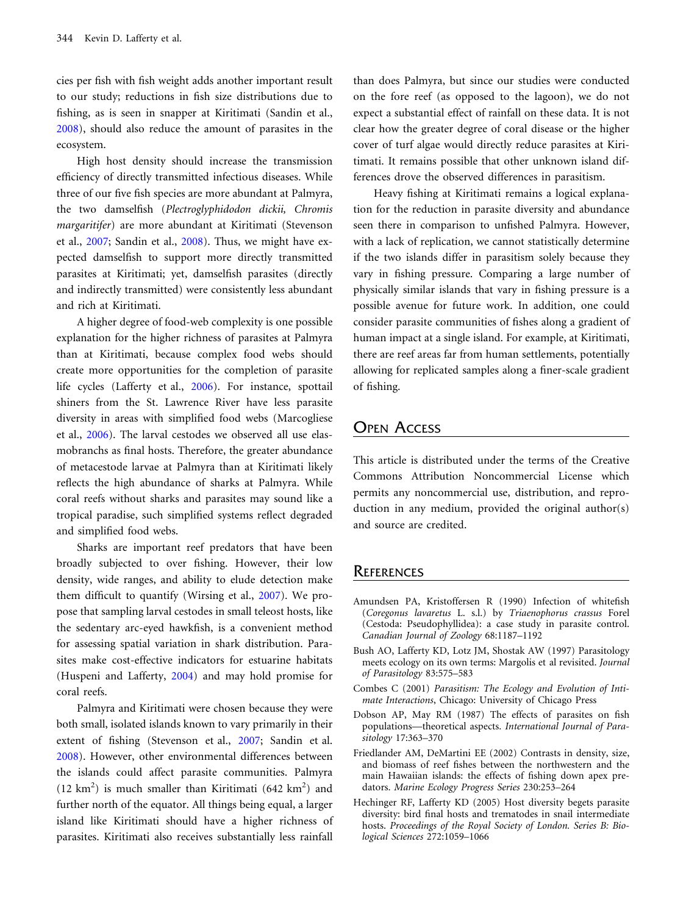cies per fish with fish weight adds another important result to our study; reductions in fish size distributions due to fishing, as is seen in snapper at Kiritimati (Sandin et al., 2008), should also reduce the amount of parasites in the ecosystem.

High host density should increase the transmission efficiency of directly transmitted infectious diseases. While three of our five fish species are more abundant at Palmyra, the two damselfish (*Plectroglyphidodon dickii, Chromis margaritifer*) are more abundant at Kiritimati (Stevenson et al., 2007; Sandin et al., 2008). Thus, we might have expected damselfish to support more directly transmitted parasites at Kiritimati; yet, damselfish parasites (directly and indirectly transmitted) were consistently less abundant and rich at Kiritimati.

A higher degree of food-web complexity is one possible explanation for the higher richness of parasites at Palmyra than at Kiritimati, because complex food webs should create more opportunities for the completion of parasite life cycles (Lafferty et al., 2006). For instance, spottail shiners from the St. Lawrence River have less parasite diversity in areas with simplified food webs (Marcogliese et al., 2006). The larval cestodes we observed all use elasmobranchs as final hosts. Therefore, the greater abundance of metacestode larvae at Palmyra than at Kiritimati likely reflects the high abundance of sharks at Palmyra. While coral reefs without sharks and parasites may sound like a tropical paradise, such simplified systems reflect degraded and simplified food webs.

Sharks are important reef predators that have been broadly subjected to over fishing. However, their low density, wide ranges, and ability to elude detection make them difficult to quantify (Wirsing et al., 2007). We propose that sampling larval cestodes in small teleost hosts, like the sedentary arc-eyed hawkfish, is a convenient method for assessing spatial variation in shark distribution. Parasites make cost-effective indicators for estuarine habitats (Huspeni and Lafferty, 2004) and may hold promise for coral reefs.

Palmyra and Kiritimati were chosen because they were both small, isolated islands known to vary primarily in their extent of fishing (Stevenson et al., 2007; Sandin et al. 2008). However, other environmental differences between the islands could affect parasite communities. Palmyra (12 km$^2$) is much smaller than Kiritimati (642 km$^2$) and further north of the equator. All things being equal, a larger island like Kiritimati should have a higher richness of parasites. Kiritimati also receives substantially less rainfall than does Palmyra, but since our studies were conducted on the fore reef (as opposed to the lagoon), we do not expect a substantial effect of rainfall on these data. It is not clear how the greater degree of coral disease or the higher cover of turf algae would directly reduce parasites at Kiritimati. It remains possible that other unknown island differences drove the observed differences in parasitism.

Heavy fishing at Kiritimati remains a logical explanation for the reduction in parasite diversity and abundance seen there in comparison to unfished Palmyra. However, with a lack of replication, we cannot statistically determine if the two islands differ in parasitism solely because they vary in fishing pressure. Comparing a large number of physically similar islands that vary in fishing pressure is a possible avenue for future work. In addition, one could consider parasite communities of fishes along a gradient of human impact at a single island. For example, at Kiritimati, there are reef areas far from human settlements, potentially allowing for replicated samples along a finer-scale gradient of fishing.

## Open Access

This article is distributed under the terms of the Creative Commons Attribution Noncommercial License which permits any noncommercial use, distribution, and reproduction in any medium, provided the original author(s) and source are credited.

## References

Amundsen PA, Kristoffersen R (1990) Infection of whitefish (*Coregonus lavaretus* L. s.l.) by *Triaenophorus crassus* Forel (Cestoda: Pseudophyllidea): a case study in parasite control. *Canadian Journal of Zoology* 68:1187–1192

Bush AO, Lafferty KD, Lotz JM, Shostak AW (1997) Parasitology meets ecology on its own terms: Margolis et al revisited. *Journal of Parasitology* 83:575–583

Combes C (2001) *Parasitism: The Ecology and Evolution of Intimate Interactions*, Chicago: University of Chicago Press

Dobson AP, May RM (1987) The effects of parasites on fish populations—theoretical aspects. *International Journal of Parasitology* 17:363–370

Friedlander AM, DeMartini EE (2002) Contrasts in density, size, and biomass of reef fishes between the northwestern and the main Hawaiian islands: the effects of fishing down apex predators. *Marine Ecology Progress Series* 230:253–264

Hechinger RF, Lafferty KD (2005) Host diversity begets parasite diversity: bird final hosts and trematodes in snail intermediate hosts. *Proceedings of the Royal Society of London. Series B: Biological Sciences* 272:1059–1066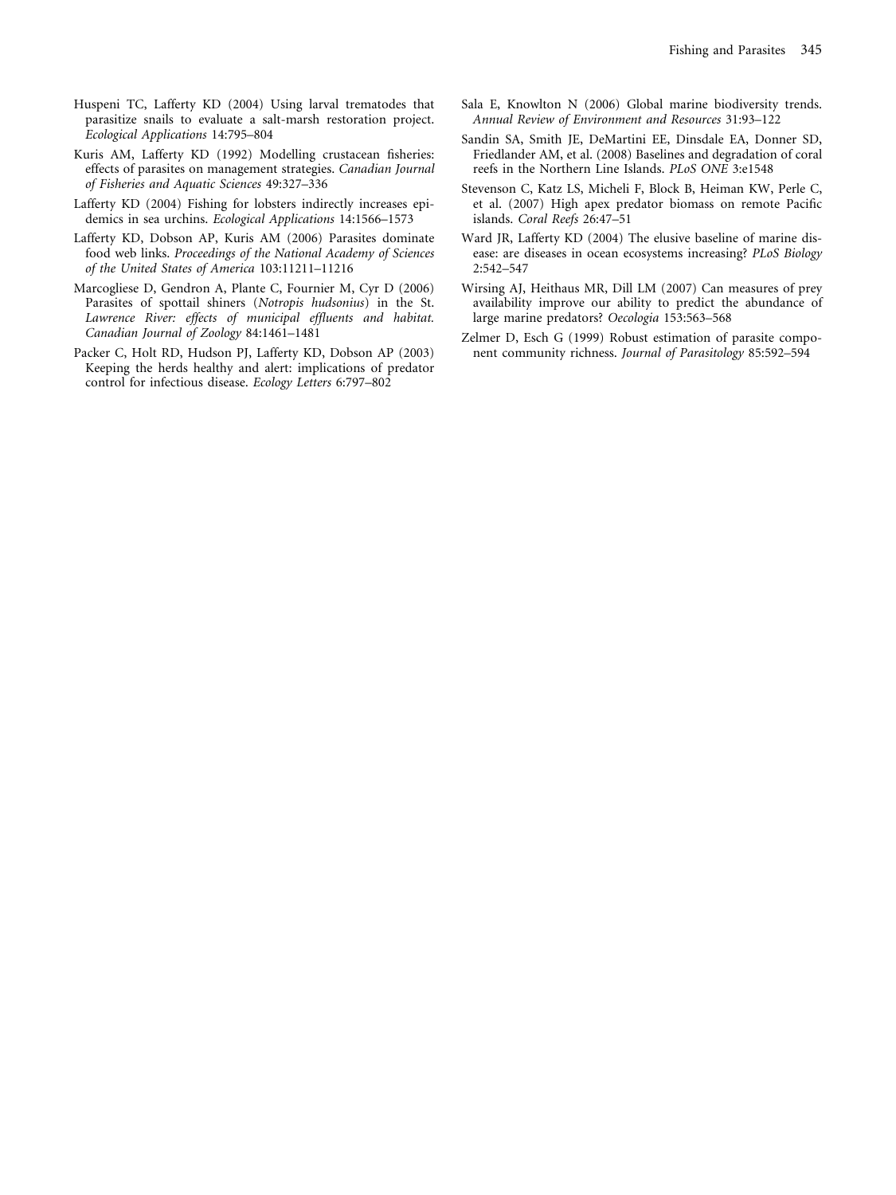Huspeni TC, Lafferty KD (2004) Using larval trematodes that parasitize snails to evaluate a salt-marsh restoration project. *Ecological Applications* 14:795–804

Kuris AM, Lafferty KD (1992) Modelling crustacean fisheries: effects of parasites on management strategies. *Canadian Journal of Fisheries and Aquatic Sciences* 49:327–336

Lafferty KD (2004) Fishing for lobsters indirectly increases epidemics in sea urchins. *Ecological Applications* 14:1566–1573

Lafferty KD, Dobson AP, Kuris AM (2006) Parasites dominate food web links. *Proceedings of the National Academy of Sciences of the United States of America* 103:11211–11216

Marcogliese D, Gendron A, Plante C, Fournier M, Cyr D (2006) Parasites of spottail shiners (*Notropis hudsonius*) in the St. Lawrence River: effects of municipal effluents and habitat. *Canadian Journal of Zoology* 84:1461–1481

Packer C, Holt RD, Hudson PJ, Lafferty KD, Dobson AP (2003) Keeping the herds healthy and alert: implications of predator control for infectious disease. *Ecology Letters* 6:797–802

Sala E, Knowlton N (2006) Global marine biodiversity trends. *Annual Review of Environment and Resources* 31:93–122

Sandin SA, Smith JE, DeMartini EE, Dinsdale EA, Donner SD, Friedlander AM, et al. (2008) Baselines and degradation of coral reefs in the Northern Line Islands. *PLoS ONE* 3:e1548

Stevenson C, Katz LS, Micheli F, Block B, Heiman KW, Perle C, et al. (2007) High apex predator biomass on remote Pacific islands. *Coral Reefs* 26:47–51

Ward JR, Lafferty KD (2004) The elusive baseline of marine disease: are diseases in ocean ecosystems increasing? *PLoS Biology* 2:542–547

Wirsing AJ, Heithaus MR, Dill LM (2007) Can measures of prey availability improve our ability to predict the abundance of large marine predators? *Oecologia* 153:563–568

Zelmer D, Esch G (1999) Robust estimation of parasite component community richness. *Journal of Parasitology* 85:592–594